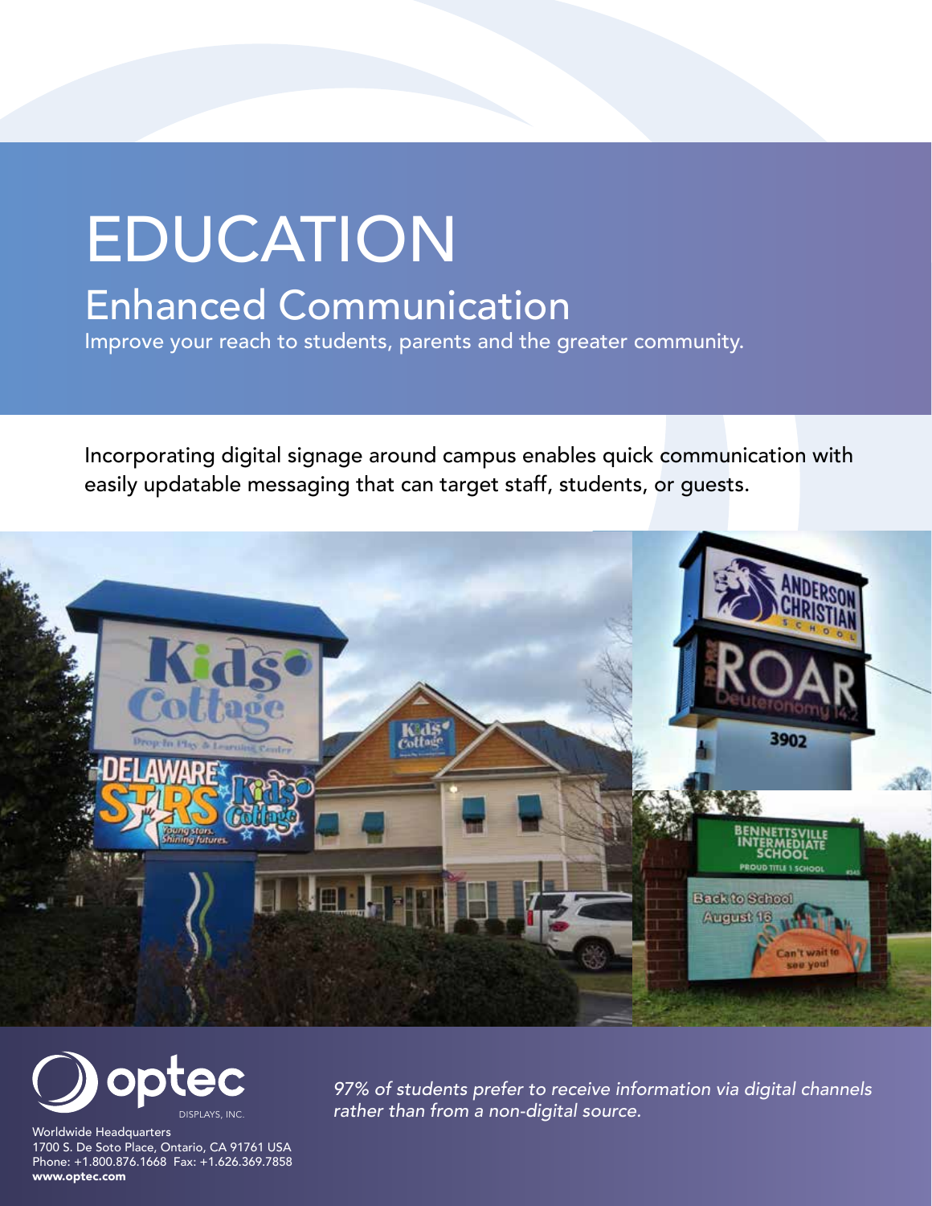# EDUCATION

## Enhanced Communication

Improve your reach to students, parents and the greater community.

Incorporating digital signage around campus enables quick communication with easily updatable messaging that can target staff, students, or guests.

*97% of students prefer to receive information via digital channels rather than from a non-digital source.*

optec DISPLAYS, INC.

Worldwide Headquarters
1700 S. De Soto Place, Ontario, CA 91761 USA
Phone: +1.800.876.1668 Fax: +1.626.369.7858
**www.optec.com**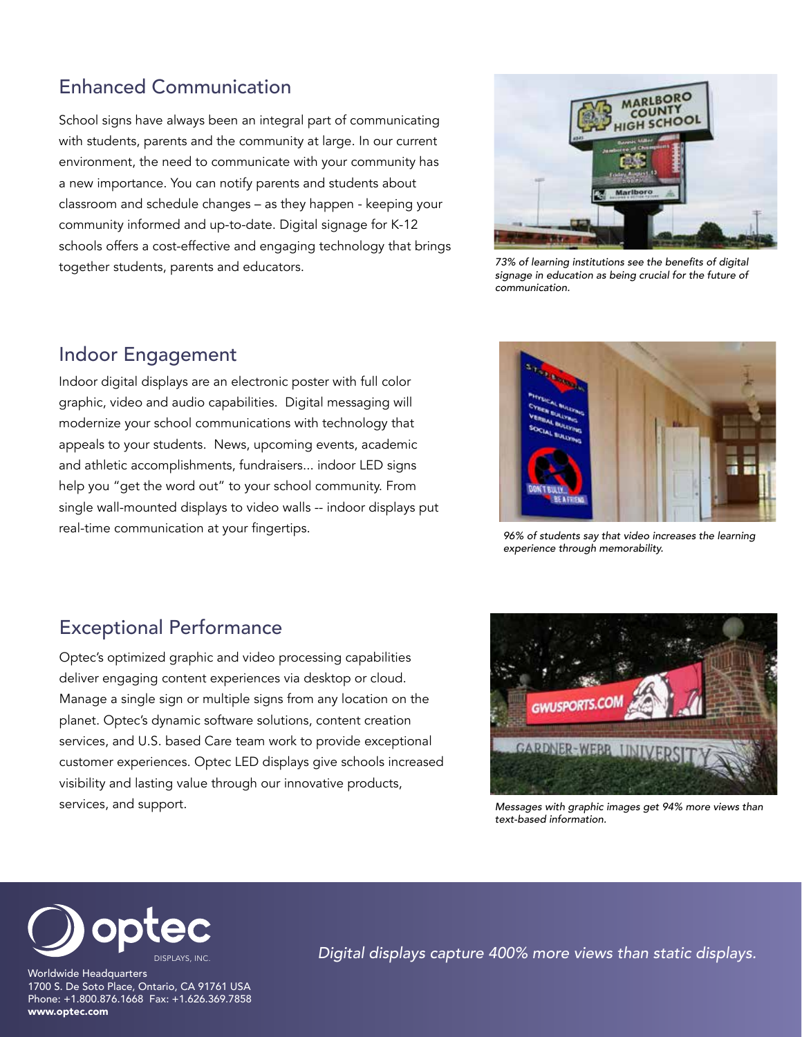## Enhanced Communication

School signs have always been an integral part of communicating with students, parents and the community at large. In our current environment, the need to communicate with your community has a new importance. You can notify parents and students about classroom and schedule changes – as they happen - keeping your community informed and up-to-date. Digital signage for K-12 schools offers a cost-effective and engaging technology that brings together students, parents and educators.

*73% of learning institutions see the benefits of digital signage in education as being crucial for the future of communication.*

## Indoor Engagement

Indoor digital displays are an electronic poster with full color graphic, video and audio capabilities. Digital messaging will modernize your school communications with technology that appeals to your students. News, upcoming events, academic and athletic accomplishments, fundraisers... indoor LED signs help you "get the word out" to your school community. From single wall-mounted displays to video walls -- indoor displays put real-time communication at your fingertips.

*96% of students say that video increases the learning experience through memorability.*

## Exceptional Performance

Optec's optimized graphic and video processing capabilities deliver engaging content experiences via desktop or cloud. Manage a single sign or multiple signs from any location on the planet. Optec's dynamic software solutions, content creation services, and U.S. based Care team work to provide exceptional customer experiences. Optec LED displays give schools increased visibility and lasting value through our innovative products, services, and support.

*Messages with graphic images get 94% more views than text-based information.*

optec DISPLAYS, INC.

Worldwide Headquarters
1700 S. De Soto Place, Ontario, CA 91761 USA
Phone: +1.800.876.1668 Fax: +1.626.369.7858
**www.optec.com**

*Digital displays capture 400% more views than static displays.*